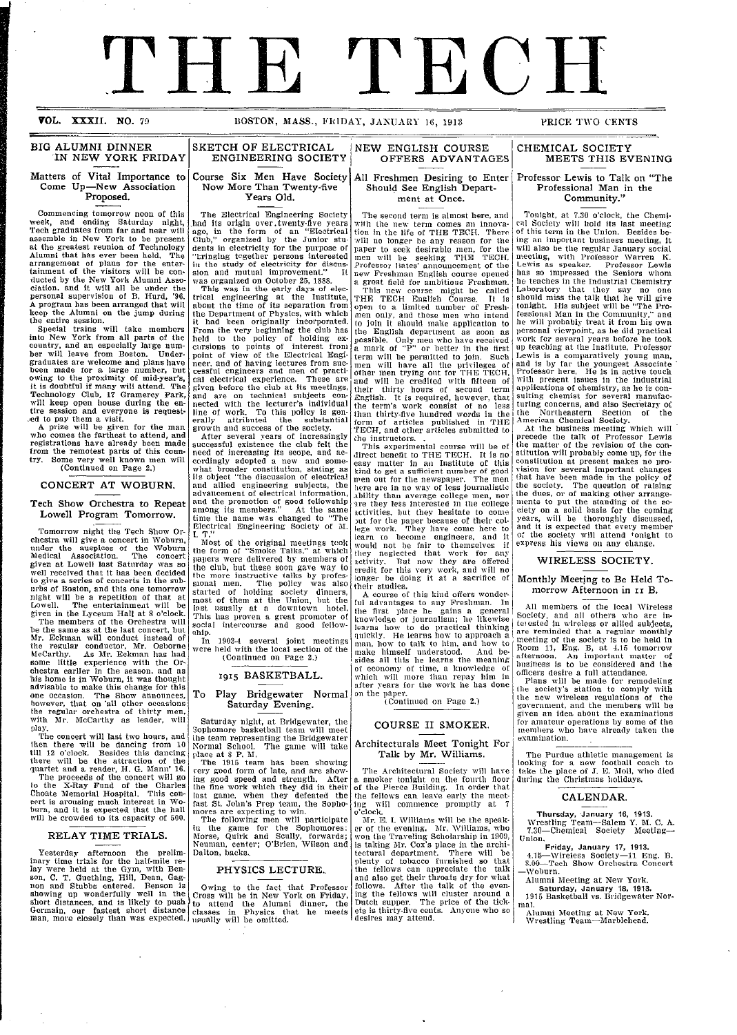# THE TECH

VOL. XXXII. NO. 79 BOSTON, MASS., FRIDAY, JANUARY 16, 1913 PRICE TWO CENTS

## BIG ALUMNI DINNER IN NEW YORK FRIDAY

### Matters of Vital Importance to Come Up—New Association Proposed.

Commencing tomorrow noon of this week, and ending Saturday night, Tech graduates from far and near will assemble in New York to be present at the greatest reunion of Technology Alumni that has ever been held. The arrangement of plans for the entertainment of the visitors will be conducted by the New York Alumni Association, and it will all be under the personal supervision of B. Hurd, '96. A program has been arranged that will keep the Alumni on the jump during the entire session.

Special trains will take members into New York from all parts of the country, and an especially large number will leave from Boston. Undergraduates are welcome and plans have been made for a large number, but owing to the proximity of mid-year's, it is doubtful if many will attend. The Technology Club, 17 Gramercy Park, will keep open house during the entire session and everyone is requested to pay them a visit.

A prize will be given for the man who comes the farthest to attend, and registrations have already been made from the remotest parts of this country. Some very well known men will

(Continued on Page 2.)

## CONCERT AT WOBURN.

### Tech Show Orchestra to Repeat Lowell Program Tomorrow.

Tomorrow night the Tech Show Orchestra will give a concert in Woburn, under the auspices of the Woburn Medical Association. The concert given at Lowell last Saturday was so well received that it has been decided to give a series of concerts in the suburbs of Boston, and this one tomorrow night will be a repetition of that at Lowell. The entertainment will be given in the Lyceum Hall at 8 o'clock.

The members of the Orchestra will be the same as at the last concert, but Mr. Eckman will conduct instead of the regular conductor, Mr. Osborne McCarthy. As Mr. Eckman has had some little experience with the Orchestra earlier in the season, and as his home is in Woburn, it was thought advisable to make this change for this one occasion. The Show announces, however, that on all other occasions the regular orchestra of thirty men, with Mr. McCarthy as leader, will play.

The concert will last two hours, and then there will be dancing from 10 till 12 o'clock. Besides this dancing there will be the attraction of the quartet and a reader, H. G. Mann' 16.

The proceeds of the concert will go to the X-Ray Fund of the Charles Choate Memorial Hospital. This concert is arousing much interest in Woburn, and it is expected that the hall will be crowded to its capacity of 500.

## RELAY TIME TRIALS.

Yesterday afternoon the preliminary time trials for the half-mile relay were held at the Gym, with Benson, C. T. Guething, Hill, Dean, Gagnon and Stubbs entered. Benson is showing up wonderfully well in the short distances, and is likely to push Germain, our fastest short distance man, more closely than was expected.

## SKETCH OF ELECTRICAL ENGINEERING SOCIETY

### Course Six Men Have Society Now More Than Twenty-five Years Old.

The Electrical Engineering Society had its origin over twenty-five years ago, in the form of an "Electrical Club," organized by the Junior students in electricity for the purpose of "bringing together persons interested in the study of electricity for discussion and mutual improvement." It was organized on October 25, 1888.

This was in the early days of electrical engineering at the Institute, about the time of its separation from the Department of Physics, with which it had been originally incorporated. From the very beginning the club has held to the policy of holding excursions to points of interest from point of view of the Electrical Engineer, and of having lectures from successful engineers and men of practical electrical experience. These are given before the club at its meetings, and are on technical subjects connected with the lecturer's individual line of work. To this policy is generally attributed the substantial growth and success of the society.

After several years of increasingly successful existence the club felt the need of increasing its scope, and accordingly adopted a new and somewhat broader constitution, stating as its object "the discussion of electrical and allied engineering subjects, the advancement of electrical information, and the promotion of good fellowship among its members." At the same time the name was changed to "The Electrical Engineering Society of M. I. T."

Most of the original meetings took the form of "Smoke Talks," at which papers were delivered by members of the club, but these soon gave way to the more instructive talks by professional men. The policy was also started of holding society dinners, most of them at the Union, but the last usually at a downtown hotel. This has proven a great promoter of social intercourse and good fellowship.

In 1903-4 several joint meetings were held with the local section of the

(Continued on Page 2.)

## 1915 BASKETBALL.

### To Play Bridgewater Normal Saturday Evening.

Saturday night, at Bridgewater, the Sophomore basketball team will meet the team representing the Bridgewater Normal School. The game will take place at 8 P. M.

The 1915 team has been showing very good form of late, and are showing good speed and strength. After the fine work which they did in their last game, when they defeated the fast St. John's Prep team, the Sophomores are expecting to win.

The following men will participate in the game for the Sophomores: Morse, Quirk and Scully, forwards; Neuman, center; O'Brien, Wilson and Dalton, backs.

## PHYSICS LECTURE.

Owing to the fact that Professor Cross will be in New York on Friday, to attend the Alumni dinner, the classes in Physics that he meets usually will be omitted.

## NEW ENGLISH COURSE OFFERS ADVANTAGES

### All Freshmen Desiring to Enter Should See English Department at Once.

The second term is almost here, and with the new term comes an innovation in the life of THE TECH. There will no longer be any reason for the paper to seek desirable men, for the men will be seeking THE TECH. Professor Bates' announcement of the new Freshman English course opened a great field for ambitious Freshmen.

This new course might be called THE TECH English Course. It is open to a limited number of Freshmen only, and those men who intend to join it should make application to the English department as soon as possible. Only men who have received a mark of "P" or better in the first term will be permitted to join. Such men will have all the privileges of other men trying out for THE TECH, and will be credited with fifteen of their thirty hours of second term English. It is required, however, that the term's work consist of no less than thirty-five hundred words in the form of articles published in THE TECH, and other articles submitted to the instructors.

This experimental course will be of direct benefit to THE TECH. It is no easy matter in an Institute of this kind to get a sufficient number of good men out for the newspaper. The men here are in no way of less journalistic ability than average college men, nor are they less interested in the college activities, but they hesitate to come out for the paper because of their college work. They have come here to learn to become engineers, and it would not be fair to themselves if they neglected that work for any activity. But now they are offered credit for this very work, and will no longer be doing it at a sacrifice of their studies.

A course of this kind offers wonderful advantages to any Freshman. In the first place he gains a general knowledge of journalism; he likewise learns how to do practical thinking quickly. He learns how to approach a man, how to talk to him, and how to make himself understood. And besides all this he learns the meaning of economy of time, a knowledge of which will more than repay him in after years for the work he has done on the paper.

(Continued on Page 2.)

## COURSE II SMOKER.

### Architecturals Meet Tonight For Talk by Mr. Williams.

The Architectural Society will have a smoker tonight on the fourth floor of the Pierce Building. In order that the fellows can leave early the meeting will commence promptly at 7 o'clock.

Mr. E. I. Williams will be the speaker of the evening. Mr. Williams, who won the Traveling Scholarship in 1909, is taking Mr. Cox's place in the architectural department. There will be plenty of tobacco furnished so that the fellows can appreciate the talk and also get their throats dry for what follows. After the talk of the evening the fellows will cluster around a Dutch supper. The price of the tickets is thirty-five cents. Anyone who so desires may attend.

## CHEMICAL SOCIETY MEETS THIS EVENING

### Professor Lewis to Talk on "The Professional Man in the Community."

Tonight, at 7.30 o'clock, the Chemical Society will hold its last meeting of this term in the Union. Besides being an important business meeting, it will also be the regular January social meeting, with Professor Warren K. Lewis as speaker. Professor Lewis has so impressed the Seniors whom he teaches in the Industrial Chemistry Laboratory that they say no one should miss the talk that he will give tonight. His subject will be "The Professional Man in the Community," and he will probably treat it from his own personal viewpoint, as he did practical work for several years before he took up teaching at the Institute. Professor Lewis is a comparatively young man, and is by far the youngest Associate Professor here. He is in active touch with present issues in the industrial applications of chemistry, as he is consulting chemist for several manufacturing concerns, and also Secretary of the Northeastern Section of the American Chemical Society.

At the business meeting which will precede the talk of Professor Lewis the matter of the revision of the constitution will probably come up, for the constitution at present makes no provision for several important changes that have been made in the policy of the society. The question of raising the dues, or of making other arrangements to put the standing of the society on a solid basis for the coming years, will be thoroughly discussed, and it is expected that every member of the society will attend tonight to express his views on any change.

## WIRELESS SOCIETY.

### Monthly Meeting to Be Held Tomorrow Afternoon in 11 B.

All members of the local Wireless Society, and all others who are interested in wireless or allied subjects, are reminded that a regular monthly meeting of the society is to be held in Room 11, Eng. B, at 4.15 tomorrow afternoon. An important matter of business is to be considered and the officers desire a full attendance.

Plans will be made for remodeling the society's station to comply with the new wireless regulations of the government, and the members will be given an idea about the examinations for amateur operations by some of the members who have already taken the examination.

The Purdue athletic management is looking for a new football coach to take the place of J. E. Moll, who died during the Christmas holidays.

## CALENDAR.

**Thursday, January 16, 1913.**

Wrestling Team—Salem Y. M. C. A.

7.30—Chemical Society Meeting—Union.

**Friday, January 17, 1913.**

4.15—Wireless Society—11 Eng. B.

8.00—Tech Show Orchestra Concert—Woburn.

Alumni Meeting at New York.

**Saturday, January 18, 1913.**

1915 Basketball vs. Bridgewater Normal.

Alumni Meeting at New York.

Wrestling Team—Marblehead.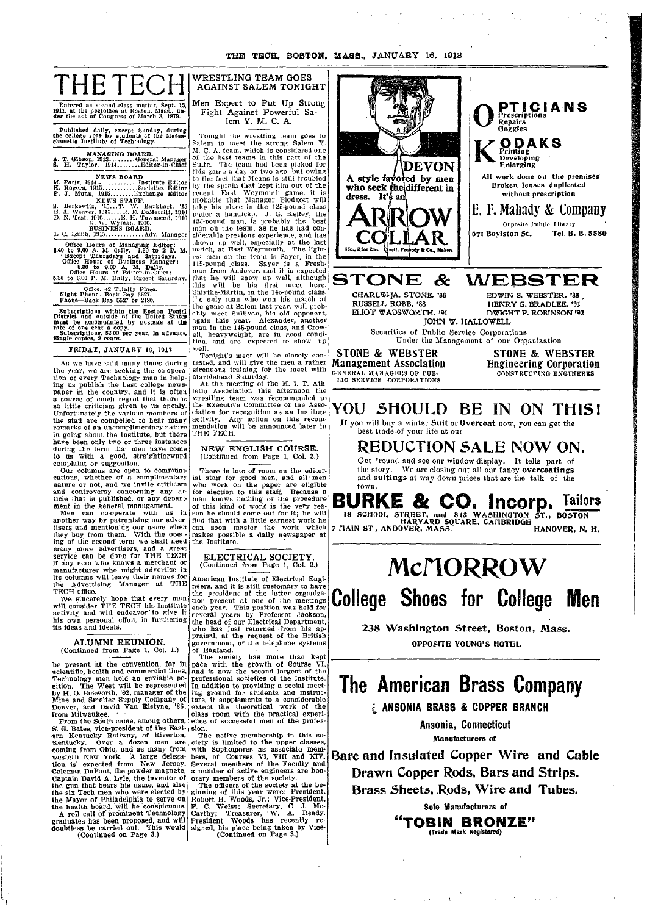# THE TECH

Entered as second-class matter, Sept. 15, 1911, at the postoffice at Boston, Mass., under the act of Congress of March 3, 1879.

Published daily, except Sunday, during the college year by students of the Massachusetts Institute of Technology.

MANAGING BOARD.

A. T. Gibson, 1913.........General Manager
S. H. Taylor, 1914.........Editor-in-Chief

NEWS BOARD

M. Paris, 1914.............Institute Editor
H. Rogers, 1915............Societies Editor
P. J. Munn, 1915..........Exchange Editor

NEWS STAFF.

S. Berkowitz, '15....T. W. Burkhart, '15
E. A. Weaver, 1915....R. E. DeMerritt, 1916
D. N. Test, 1916.......E. H. Townsend, 1916
G. W. Wyman, 1916.

BUSINESS BOARD.

L. C. Lamb, 1915.............Adv. Manager

Office Hours of Managing Editor: 8.40 to 9.00 A. M. daily. 1.30 to 2 P. M. Except Thursdays and Saturdays. Office Hours of Business Manager: 8.30 to 9.00 A. M. Daily. Office Hours of Editor-in-Chief: 5.30 to 6.00 P. M. Daily, Except Saturday.

Office, 42 Trinity Place.
Night Phone—Back Bay 5527.
Phone—Back Bay 5527 or 2180.

Subscriptions within the Boston Postal District and outside of the United States must be accompanied by postage at the rate of one cent a copy.
Subscriptions, $2.00 per year, in advance. Single copies, 2 cents.

FRIDAY, JANUARY 16, 1913

As we have said many times during the year, we are seeking the co-operation of every Technology man in helping us publish the best college newspaper in the country, and it is often a source of much regret that there is so little criticism given to us openly. Unfortunately the various members of the staff are compelled to hear many remarks of an uncomplimentary nature in going about the Institute, but there have been only two or three instances during the term that men have come to us with a good, straightforward complaint or suggestion.

Our columns are open to communications, whether of a complimentary nature or not, and we invite criticism and controversy concerning any article that is published, or any department in the general management.

Men can co-operate with us in another way by patronizing our advertisers and mentioning our name when they buy from them. With the opening of the second term we shall need many more advertisers, and a great service can be done for THE TECH if any man who knows a merchant or manufacturer who might advertise in its columns will leave their names for the Advertising Manager at THE TECH office.

We sincerely hope that every man will consider THE TECH his Institute activity and will endeavor to give it his own personal effort in furthering its ideas and ideals.

## ALUMNI REUNION.

(Continued from Page 1, Col. 1.)

be present at the convention, for in scientific, health and commercial lines, Technology men hold an enviable position. The West will be represented by H. O. Bosworth, '02, manager of the Mine and Smelter Supply Company of Denver, and David Van Elstyne, '86, from Milwaukee.

From the South come, among others, S. G. Bates, vice-president of the Eastern Kentucky Railway, of Riverton, Kentucky. Over a dozen men are coming from Ohio, and as many from western New York. A large delegation is expected from New Jersey. Coleman DuPont, the powder magnate, Captain David A. Lyle, the inventor of the gun that bears his name, and also the six Tech men who were elected by the Mayor of Philadelphia to serve on the health board, will be conspicuous.

A roll call of prominent Technology graduates has been proposed, and will doubtless be carried out. This would

(Continued on Page 3.)

## WRESTLING TEAM GOES AGAINST SALEM TONIGHT

### Men Expect to Put Up Strong Fight Against Powerful Salem Y. M. C. A.

Tonight the wrestling team goes to Salem to meet the strong Salem Y. M. C. A. team, which is considered one of the best teams in this part of the State. The team had been picked for this game a day or two ago, but owing to the fact that Means is still troubled by the sprain that kept him out of the recent East Weymouth game, it is probable that Manager Blodgett will take his place in the 125-pound class under a handicap. J. G. Kelley, the 125-pound man, is probably the best man on the team, as he has had considerable previous experience, and has shown up well, especially at the last match, at East Weymouth. The lightest man on the team is Sayer, in the 115-pound class. Sayer is a Freshman from Andover, and it is expected that he will show up well, although this will be his first meet here. Smythe-Martin, in the 145-pound class, the only man who won his match at the game at Salem last year, will probably meet Sullivan, his old opponent, again this year. Alexander, another man in the 145-pound class, and Crowell, heavyweight, are in good condition, and are expected to show up well.

Tonight's meet will be closely contested, and will give the men a rather strenuous training for the meet with Marblehead Saturday.

At the meeting of the M. I. T. Athletic Association this afternoon the wrestling team was recommended to the Executive Committee of the Association for recognition as an Institute activity. Any action on this recommendation will be announced later in THE TECH.

## NEW ENGLISH COURSE.

(Continued from Page 1, Col. 3.)

There is lots of room on the editorial staff for good men, and all men who work on the paper are eligible for election to this staff. Because a man knows nothing of the procedure of this kind of work is the very reason he should come out for it; he will find that with a little earnest work he can soon master the work which makes possible a daily newspaper at the Institute.

## ELECTRICAL SOCIETY.

(Continued from Page 1, Col. 2.)

American Institute of Electrical Engineers, and it is still customary to have the president of the latter organization present at one of the meetings each year. This position was held for several years by Professor Jackson, the head of our Electrical Department, who has just returned from his appraisal, at the request of the British government, of the telephone systems of England.

The society has more than kept pace with the growth of Course VI, and is now the second largest of the professional societies of the Institute. In addition to providing a social meeting ground for students and instructors, it supplements to a considerable extent the theoretical work of the class room with the practical experience of successful men of the profession.

The active membership in this society is limited to the upper classes, with Sophomores as associate members, of Courses VI, VIII and XIV. Several members of the Faculty and a number of active engineers are honorary members of the society.

The officers of the society at the beginning of this year were: President, Robert H. Woods, Jr.; Vice-President, F. C. Weiss; Secretary, C. J. McCarthy; Treasurer, W. A. Ready. President Woods has recently resigned, his place being taken by Vice-

(Continued on Page 3.)

---

DEVON

A style favored by men who seek the different in dress. It's an

**ARROW COLLAR**

15c., 2 for 25c. Cluett, Peabody & Co., Makers

---

**OPTICIANS**
Prescriptions
Repairs
Goggles

**KODAKS**
Printing
Developing
Enlarging

All work done on the premises
Broken lenses duplicated without prescription

**E. F. Mahady & Company**

Opposite Public Library

671 Boylston St. Tel. B. B. 5580

---

# STONE & WEBSTER

CHARLES A. STONE, '88 — EDWIN S. WEBSTER, '88
RUSSELL ROBB, '88 — HENRY G. BRADLEE, '91
ELIOT WADSWORTH, '91 — DWIGHT P. ROBINSON '92
JOHN W. HALLOWELL

Securities of Public Service Corporations
Under the Management of our Organization

**STONE & WEBSTER Management Association**
GENERAL MANAGERS OF PUBLIC SERVICE CORPORATIONS

**STONE & WEBSTER Engineering Corporation**
CONSTRUCTING ENGINEERS

---

# YOU SHOULD BE IN ON THIS!

If you will buy a winter **Suit** or **Overcoat** now, you can get the best trade of your life at our

## REDUCTION SALE NOW ON.

Get 'round and see our window display. It tells part of the story. We are closing out all our fancy **overcoatings** and **suitings** at way down prices that are the talk of the town.

# BURKE & CO. Incorp. Tailors

18 SCHOOL STREET, and 843 WASHINGTON ST., BOSTON
HARVARD SQUARE, CAMBRIDGE
7 MAIN ST., ANDOVER, MASS. — HANOVER, N. H.

---

# McMORROW

## College Shoes for College Men

238 Washington Street, Boston, Mass.

OPPOSITE YOUNG'S HOTEL

---

# The American Brass Company

ANSONIA BRASS & COPPER BRANCH

Ansonia, Connecticut

Manufacturers of

**Bare and Insulated Copper Wire and Cable**

**Drawn Copper Rods, Bars and Strips.**

**Brass Sheets, Rods, Wire and Tubes.**

Sole Manufacturers of

**"TOBIN BRONZE"**
(Trade Mark Registered)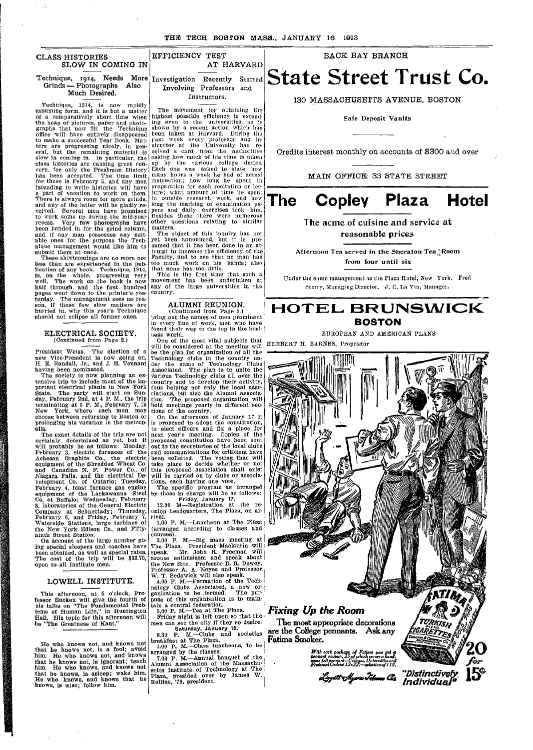## CLASS HISTORIES SLOW IN COMING IN

### Technique, 1914, Needs More Grinds — Photographs Also Much Desired.

Technique, 1914, is now rapidly assuming form, and it is but a matter of a comparatively short time when the heap of pictures, paper and photographs that now fill the Technique office will have entirely disappeared to make a successful Year Book. Matters are progressing nicely, in general, but the remaining material is slow in coming in. In particular, the class histories are causing great concern, for only the Freshman History has been accepted. The time limit for these is February 5, and any men intending to write histories will have a part of vacation to work on them. There is always room for more grinds, and any of the latter will be gladly received. Several men have promised to work some up during the mid-year recess. Very few photographs have been handed in for the grind column, and if any man possesses any suitable ones for the purpose the Technique management would like him to submit them at once.

These shortcomings are no more nor less than are experienced in the publication of any book. Technique, 1914, is, on the whole, progressing very well. The work on the book is now half through, and the first hundred pages went down to the printer's yesterday. The management sees no reason, if these few slow matters are hurried in, why this year's Technique should not eclipse all former ones.

## ELECTRICAL SOCIETY.
(Continued from Page 2.)

President Weiss. The election of a new Vice-President is now going on, H. E. Randall, Jr., and J. E. Tennant having been nominated.

The society is now planning an extensive trip to include most of the important electrical plants in New York State. The party will start on Sunday, February 2nd, at 4 P. M., the trip terminating at 5 P. M., February 7, in New York, where each man may choose between returning to Boston or prolonging his vacation in the metropolis.

The exact details of the trip are not certainly determined as yet, but it will probably be as follows: Monday, February 3, electric furnaces of the Acheson Graphite Co., the electric equipment of the Shredded Wheat Co. and Canadian N. F. Power Co., of Niagara Falls, and the electrical Development Co. of Ontario; Tuesday, February 4, blast furnace gas engine equipment of the Lackawanna Steel Co. at Buffalo; Wednesday, February 5, laboratories of the General Electric Company at Schnectady; Thursday, February 6, and Friday, February 7, Waterside Stations, large turbines of the New York Edison Co., and Fifty-ninth Street Station.

On account of the large number going special sleepers and coaches have been obtained, as well as special rates. The cost of the trip will be $33.75, open to all Institute men.

## LOWELL INSTITUTE.

This afternoon, at 5 o'clock, Professor Eucken will give the fourth of his talks on "The Fundamental Problems of Human Life," in Huntington Hall. His topic for this afternoon will be "The Greatness of Kant."

He who knows not, and knows not that he knows not, is a fool; avoid him. He who knows not, and knows that he knows not, is ignorant; teach him. He who knows, and knows not that he knows, is asleep; wake him. He who knows, and knows that he knows, is wise; follow him.

## EFFICIENCY TEST AT HARVARD

### Investigation Recently Started Involving Professors and Instructors.

The movement for obtaining the highest possible efficiency is extending even to the universities, as is shown by a recent action which has been taken at Harvard. During the past week every professor and instructor at the University has received a card from the authorities asking how much of his time is taken up by the various college duties. Each one was asked to state how many hours a week he had of actual instruction; how long he spent in preparation for each recitation or lecture; what amount of time he spent in outside research work, and how long the marking of examination papers and daily exercises took him. Besides these there were numerous other questions relating to similar matters.

The object of this inquiry has not yet been announced, but it is presumed that it has been done in an attempt to increase the efficiency of the Faculty, and to see that no man has too much work on his hands; also that none has too little.

This is the first time that such a movement has been undertaken at any of the large universities in the country.

## ALUMNI REUNION.
(Continued from Page 2.)

bring out the names of men prominent in every line of work, men who have found their way to the top in the business world.

One of the most vital subjects that will be considered at the meeting will be the plan for organization of all the Technology clubs in the country under the name of Technology Clubs Associated. The plan is to unite the various Technology clubs all over the country and to develop their activity, thus helping not only the local associations, but also the Alumni Association. The proposed organization will hold meetings yearly in different sections of the country.

On the afternoon of January 17 it is proposed to adopt the constitution, to elect officers and fix a place for next year's meeting. Copies of the proposed constitution have been sent out to the secretaries of the local clubs and communications for criticism have been solicited. The voting that will take place to decide whether or not this proposed association shall exist will be carried on by clubs or associations, each having one vote.

The specific program as arranged by those in charge will be as follows:

**Friday, January 17.**

12.00 M—Registration at the reunion headquarters, The Plaza, on arrival.

1.00 P. M.—Luncheon at The Plaza (arranged according to classes and courses).

3.00 P. M.—Big mass meeting at The Plaza. President Maclaurin will speak. Mr. John R. Freeman will arouse enthusiasm and speak about the New Site. Professor D. R. Dewey, Professor A. A. Noyes and Professor W. T. Sedgwick will also speak.

4.00 P. M.—Formation of the Technology Clubs Associated, a new organization to be formed. The purpose of this organization is to maintain a central federation.

5.00 P. M.—Tea at The Plaza.

Friday night is left open so that the men can see the city if they so desire.

**Saturday, January 18.**

8.30 P. M.—Clubs and societies breakfast at The Plaza.

1.00 P. M.—Class luncheons, to be arranged by the classes.

7.00 P. M.—Annual banquet of the Alumni Association of the Massachusetts Institute of Technology at The Plaza, presided over by James W. Rollins, '78, president.

---

BACK BAY BRANCH

# State Street Trust Co.

130 MASSACHUSETTS AVENUE, BOSTON

Safe Deposit Vaults

Credits interest monthly on accounts of $300 and over

MAIN OFFICE: 33 STATE STREET

---

# The Copley Plaza Hotel

**The acme of cuisine and service at reasonable prices**

**Afternoon Tea served in the Sheraton Tea Room from four until six**

Under the same management as the Plaza Hotel, New York. Fred Sterry, Managing Director. J. C. La Vin, Manager.

---

# HOTEL BRUNSWICK
## BOSTON

EUROPEAN AND AMERICAN PLANS

HERBERT H. BARNES, Proprietor

---

***Fixing Up the Room***

**The most appropriate decorations are the College pennants. Ask any Fatima Smoker.**

*With each package of Fatima you get a pennant coupon, 25 of which secure a handsome felt pennant—Colleges, Universities and Fraternal Orders (12x32)—selection of 115.*

Liggett & Myers Tobacco Co.

"Distinctively Individual"

20 for 15¢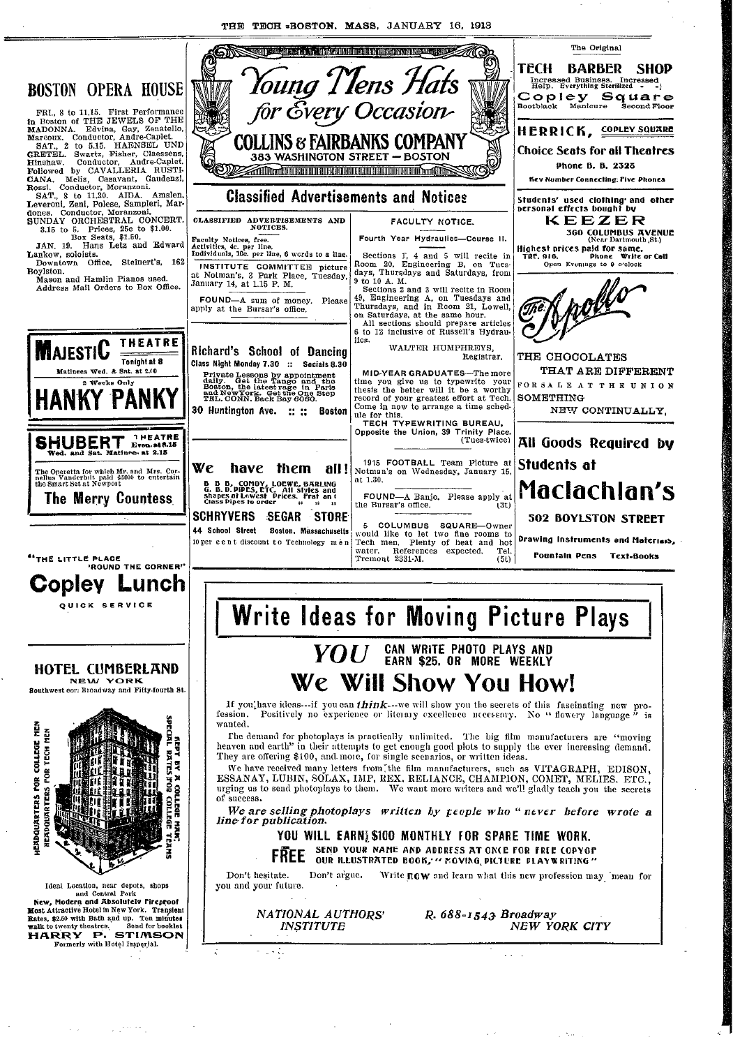## BOSTON OPERA HOUSE

FRI., 8 to 11.15. First Performance in Boston of THE JEWELS OF THE MADONNA. Edvina, Gay, Zenatello, Marcoux. Conductor, Andre-Caplet.

SAT., 2 to 5.15. HAENSEL UND GRETEL. Swartz, Fisher, Claessens, Hinshaw. Conductor, Andre-Caplet. Followed by CAVALLERIA RUSTICANA. Melis, Casavant, Gaudenzi, Rossi. Conductor, Moranzoni.

SAT., 8 to 11.30. AIDA. Amsden, Leveroni, Zeni, Polese, Sampieri, Mardones. Conductor, Moranzoni.

SUNDAY ORCHESTRAL CONCERT. 3.15 to 5. Prices, 25c to $1.00. Box Seats, $1.50.

JAN. 19. Hans Letz and Edward Lankow, soloists.

Downtown Office, Steinert's, 162 Boylston.

Mason and Hamlin Pianos used.

Address Mail Orders to Box Office.

---

## MAJESTIC THEATRE

Tonight at 8

Matinees Wed. & Sat. at 2.10

2 Weeks Only

## HANKY PANKY

---

## SHUBERT THEATRE

Even. at 8.15

Wed. and Sat. Matinee at 2.15

The Operetta for which Mr. and Mrs. Cornelius Vanderbilt paid $5000 to entertain the Smart Set at Newport

### The Merry Countess

---

"THE LITTLE PLACE 'ROUND THE CORNER"

## Copley Lunch

QUICK SERVICE

---

## HOTEL CUMBERLAND

NEW YORK

Southwest cor. Broadway and Fifty-fourth St.

HEADQUARTERS FOR COLLEGE MEN
HEADQUARTERS FOR TECH MEN

KEPT BY A COLLEGE MAN
SPECIAL RATES FOR COLLEGE TEAMS

Ideal Location, near depots, shops and Central Park

New, Modern and Absolutely Fireproof

Most Attractive Hotel in New York. Transient Rates, $2.50 with Bath and up. Ten minutes walk to twenty theatres. Send for booklet

HARRY P. STIMSON

Formerly with Hotel Imperial.

---

## Young Mens Hats for Every Occasion

### COLLINS & FAIRBANKS COMPANY

383 WASHINGTON STREET — BOSTON

---

## Classified Advertisements and Notices

CLASSIFIED ADVERTISEMENTS AND NOTICES.

Faculty Notices, free.
Activities, 4c. per line.
Individuals, 10c. per line, 6 words to a line.

INSTITUTE COMMITTEE picture at Notman's, 3 Park Place, Tuesday, January 14, at 1.15 P. M.

FOUND—A sum of money. Please apply at the Bursar's office.

### Richard's School of Dancing

Class Night Monday 7.30 :: Socials 8.30

Private Lessons by appointment daily. Get the Tango and the Boston, the latest rage in Paris and New York. Get the One Step TEL. CONN. Back Bay 6060.

30 Huntington Ave. :: :: Boston

### We have them all!

B B B, COMOY, LOEWE, BARLING G. B. D. PIPES, ETC. All styles and shapes at Lowest Prices. Frat and Class Pipes to order :: :: ::

SCHRYVERS SEGAR STORE

44 School Street Boston, Massachusetts

10 per cent discount to Technology men

FACULTY NOTICE.

Fourth Year Hydraulics—Course II.

Sections 1, 4 and 5 will recite in Room 20, Engineering B, on Tuesdays, Thursdays and Saturdays, from 9 to 10 A. M.

Sections 2 and 3 will recite in Room 49, Engineering A, on Tuesdays and Thursdays, and in Room 21, Lowell, on Saturdays, at the same hour.

All sections should prepare articles 6 to 12 inclusive of Russell's Hydraulics.

WALTER HUMPHREYS,
Registrar.

MID-YEAR GRADUATES—The more time you give us to typewrite your thesis the better will it be a worthy record of your greatest effort at Tech. Come in now to arrange a time schedule for this.

TECH TYPEWRITING BUREAU,
Opposite the Union, 39 Trinity Place. (Tues-twice)

1915 FOOTBALL Team Picture at Notman's on Wednesday, January 15, at 1.30.

FOUND—A Banjo. Please apply at the Bursar's office. (3t)

5 COLUMBUS SQUARE—Owner would like to let two fine rooms to Tech men. Plenty of heat and hot water. References expected. Tel. Tremont 2331-M. (5t)

---

The Original

## TECH BARBER SHOP

Increased Business. Increased Help. Everything Sterilized

Copley Square

Bootblack Manicure Second Floor

---

## HERRICK, COPLEY SQUARE

### Choice Seats for all Theatres

Phone B. B. 2328

Key Number Connecting Five Phones

---

Students' used clothing and other personal effects bought by

## KEEZER

360 COLUMBUS AVENUE (Near Dartmouth St.)

Highest prices paid for same.
Tel. 916. Phone Write or Call
Open Evenings to 9 o'clock

---

## The Apollo

THE CHOCOLATES THAT ARE DIFFERENT

FOR SALE AT THE UNION

SOMETHING NEW CONTINUALLY.

---

### All Goods Required by Students at

## Maclachlan's

502 BOYLSTON STREET

Drawing Instruments and Materials, Fountain Pens Text-Books

---

## Write Ideas for Moving Picture Plays

### YOU CAN WRITE PHOTO PLAYS AND EARN $25. OR MORE WEEKLY

## We Will Show You How!

If you have ideas—if you can *think*—we will show you the secrets of this fascinating new profession. Positively no experience or literary excellence necessary. No "flowery language" is wanted.

The demand for photoplays is practically unlimited. The big film manufacturers are "moving heaven and earth" in their attempts to get enough good plots to supply the ever increasing demand. They are offering $100, and more, for single scenarios, or written ideas.

We have received many letters from the film manufacturers, such as VITAGRAPH, EDISON, ESSANAY, LUBIN, SOLAX, IMP, REX, RELIANCE, CHAMPION, COMET, MELIES, ETC., urging us to send photoplays to them. We want more writers and we'll gladly teach you the secrets of success.

*We are selling photoplays written by people who "never before wrote a line for publication.*

### YOU WILL EARN $100 MONTHLY FOR SPARE TIME WORK.

FREE SEND YOUR NAME AND ADDRESS AT ONCE FOR FREE COPY OF OUR ILLUSTRATED BOOK, "MOVING PICTURE PLAYWRITING"

Don't hesitate. Don't argue. Write **now** and learn what this new profession may mean for you and your future.

*NATIONAL AUTHORS' INSTITUTE*

*R. 688-1543 Broadway NEW YORK CITY*